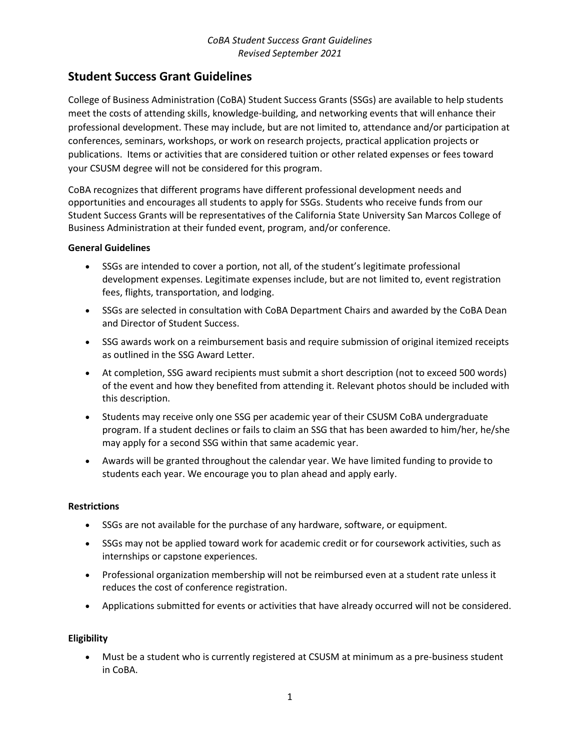# Student Success Grant Guidelines

College of Business Administration (CoBA) Student Success Grants (SSGs) are available to help students meet the costs of attending skills, knowledge-building, and networking events that will enhance their professional development. These may include, but are not limited to, attendance and/or participation at conferences, seminars, workshops, or work on research projects, practical application projects or publications. Items or activities that are considered tuition or other related expenses or fees toward your CSUSM degree will not be considered for this program.

CoBA recognizes that different programs have different professional development needs and opportunities and encourages all students to apply for SSGs. Students who receive funds from our Student Success Grants will be representatives of the California State University San Marcos College of Business Administration at their funded event, program, and/or conference.

**General Guidelines**

- SSGs are intended to cover a portion, not all, of the student's legitimate professional development expenses. Legitimate expenses include, but are not limited to, event registration fees, flights, transportation, and lodging.
- SSGs are selected in consultation with CoBA Department Chairs and awarded by the CoBA Dean and Director of Student Success.
- SSG awards work on a reimbursement basis and require submission of original itemized receipts as outlined in the SSG Award Letter.
- At completion, SSG award recipients must submit a short description (not to exceed 500 words) of the event and how they benefited from attending it. Relevant photos should be included with this description.
- Students may receive only one SSG per academic year of their CSUSM CoBA undergraduate program. If a student declines or fails to claim an SSG that has been awarded to him/her, he/she may apply for a second SSG within that same academic year.
- Awards will be granted throughout the calendar year. We have limited funding to provide to students each year. We encourage you to plan ahead and apply early.

**Restrictions**

- SSGs are not available for the purchase of any hardware, software, or equipment.
- SSGs may not be applied toward work for academic credit or for coursework activities, such as internships or capstone experiences.
- Professional organization membership will not be reimbursed even at a student rate unless it reduces the cost of conference registration.
- Applications submitted for events or activities that have already occurred will not be considered.

**Eligibility**

- Must be a student who is currently registered at CSUSM at minimum as a pre-business student in CoBA.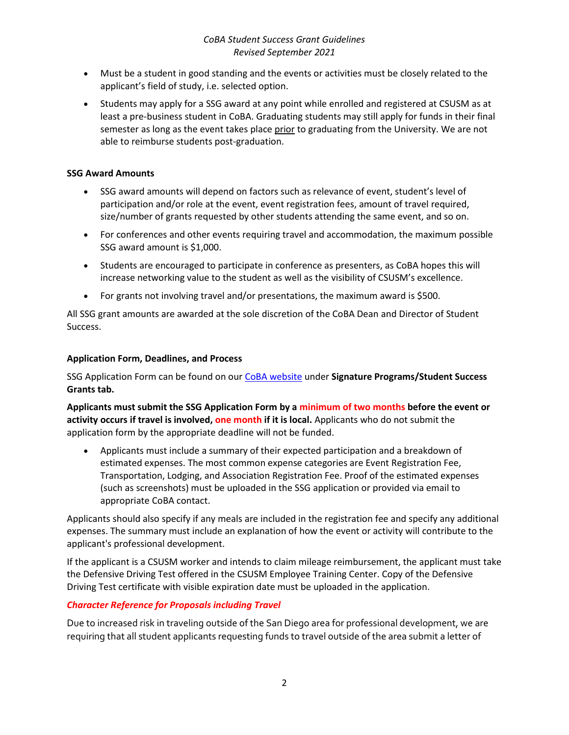- Must be a student in good standing and the events or activities must be closely related to the applicant's field of study, i.e. selected option.
- Students may apply for a SSG award at any point while enrolled and registered at CSUSM as at least a pre-business student in CoBA. Graduating students may still apply for funds in their final semester as long as the event takes place prior to graduating from the University. We are not able to reimburse students post-graduation.

**SSG Award Amounts**

- SSG award amounts will depend on factors such as relevance of event, student's level of participation and/or role at the event, event registration fees, amount of travel required, size/number of grants requested by other students attending the same event, and so on.
- For conferences and other events requiring travel and accommodation, the maximum possible SSG award amount is $1,000.
- Students are encouraged to participate in conference as presenters, as CoBA hopes this will increase networking value to the student as well as the visibility of CSUSM's excellence.
- For grants not involving travel and/or presentations, the maximum award is $500.

All SSG grant amounts are awarded at the sole discretion of the CoBA Dean and Director of Student Success.

**Application Form, Deadlines, and Process**

SSG Application Form can be found on our CoBA website under **Signature Programs/Student Success Grants tab.**

**Applicants must submit the SSG Application Form by a minimum of two months before the event or activity occurs if travel is involved, one month if it is local.** Applicants who do not submit the application form by the appropriate deadline will not be funded.

- Applicants must include a summary of their expected participation and a breakdown of estimated expenses. The most common expense categories are Event Registration Fee, Transportation, Lodging, and Association Registration Fee. Proof of the estimated expenses (such as screenshots) must be uploaded in the SSG application or provided via email to appropriate CoBA contact.

Applicants should also specify if any meals are included in the registration fee and specify any additional expenses. The summary must include an explanation of how the event or activity will contribute to the applicant's professional development.

If the applicant is a CSUSM worker and intends to claim mileage reimbursement, the applicant must take the Defensive Driving Test offered in the CSUSM Employee Training Center. Copy of the Defensive Driving Test certificate with visible expiration date must be uploaded in the application.

***Character Reference for Proposals including Travel***

Due to increased risk in traveling outside of the San Diego area for professional development, we are requiring that all student applicants requesting funds to travel outside of the area submit a letter of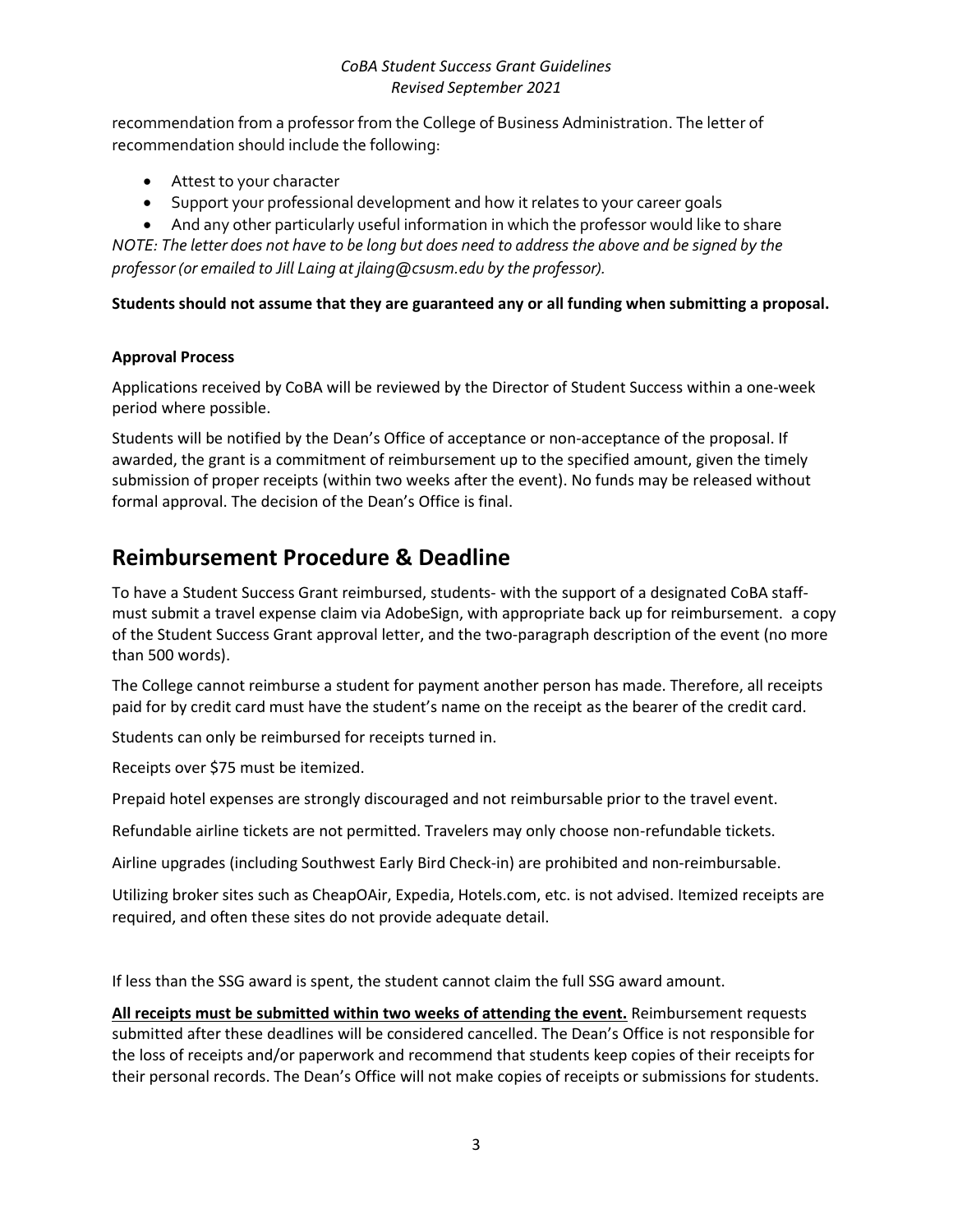recommendation from a professor from the College of Business Administration. The letter of recommendation should include the following:

- Attest to your character
- Support your professional development and how it relates to your career goals
- And any other particularly useful information in which the professor would like to share

*NOTE: The letter does not have to be long but does need to address the above and be signed by the professor (or emailed to Jill Laing at jlaing@csusm.edu by the professor).*

**Students should not assume that they are guaranteed any or all funding when submitting a proposal.**

**Approval Process**

Applications received by CoBA will be reviewed by the Director of Student Success within a one-week period where possible.

Students will be notified by the Dean's Office of acceptance or non-acceptance of the proposal. If awarded, the grant is a commitment of reimbursement up to the specified amount, given the timely submission of proper receipts (within two weeks after the event). No funds may be released without formal approval. The decision of the Dean's Office is final.

## Reimbursement Procedure & Deadline

To have a Student Success Grant reimbursed, students- with the support of a designated CoBA staff- must submit a travel expense claim via AdobeSign, with appropriate back up for reimbursement. a copy of the Student Success Grant approval letter, and the two-paragraph description of the event (no more than 500 words).

The College cannot reimburse a student for payment another person has made. Therefore, all receipts paid for by credit card must have the student's name on the receipt as the bearer of the credit card.

Students can only be reimbursed for receipts turned in.

Receipts over $75 must be itemized.

Prepaid hotel expenses are strongly discouraged and not reimbursable prior to the travel event.

Refundable airline tickets are not permitted. Travelers may only choose non-refundable tickets.

Airline upgrades (including Southwest Early Bird Check-in) are prohibited and non-reimbursable.

Utilizing broker sites such as CheapOAir, Expedia, Hotels.com, etc. is not advised. Itemized receipts are required, and often these sites do not provide adequate detail.

If less than the SSG award is spent, the student cannot claim the full SSG award amount.

**<u>All receipts must be submitted within two weeks of attending the event.</u>** Reimbursement requests submitted after these deadlines will be considered cancelled. The Dean's Office is not responsible for the loss of receipts and/or paperwork and recommend that students keep copies of their receipts for their personal records. The Dean's Office will not make copies of receipts or submissions for students.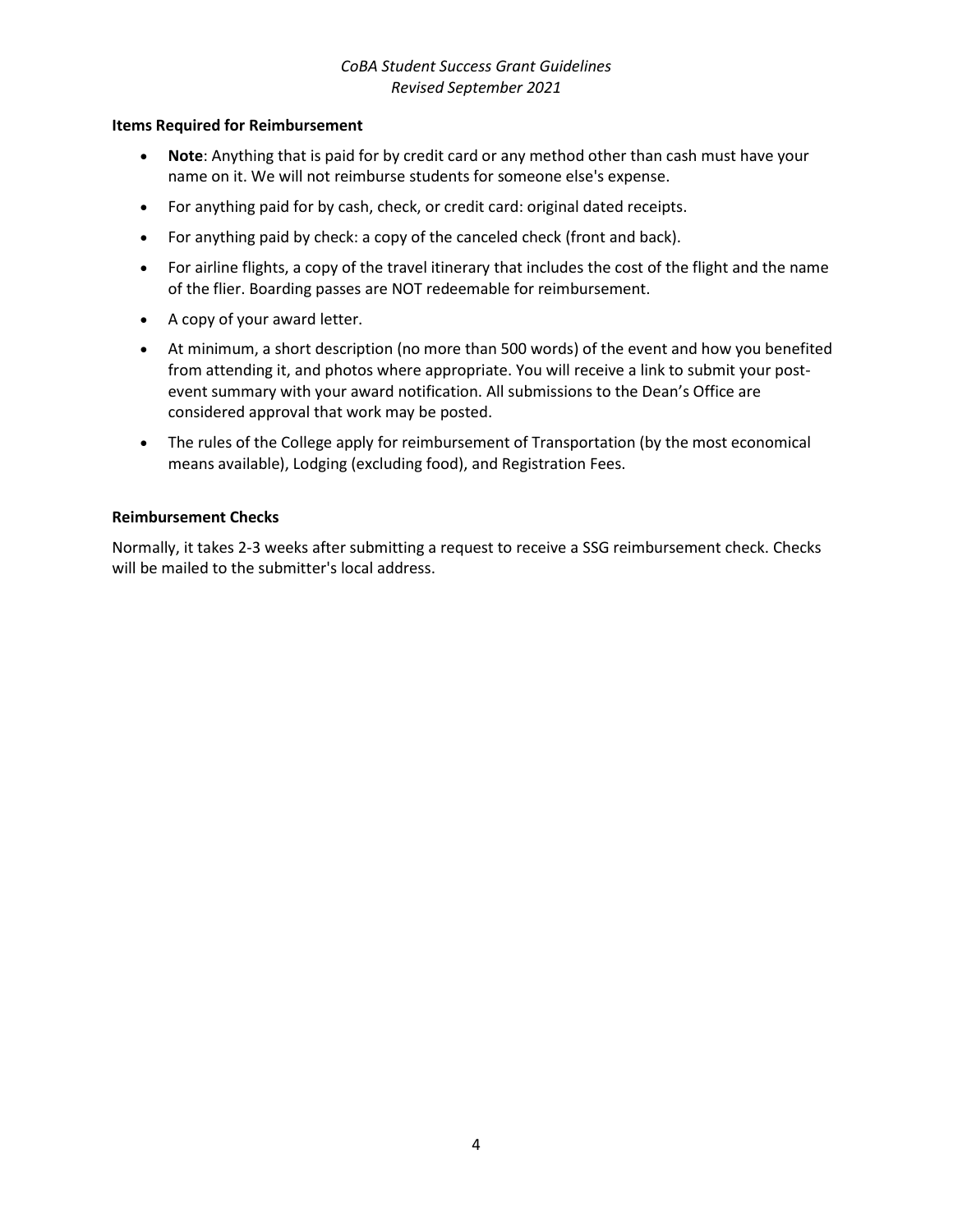### Items Required for Reimbursement

- **Note**: Anything that is paid for by credit card or any method other than cash must have your name on it. We will not reimburse students for someone else's expense.
- For anything paid for by cash, check, or credit card: original dated receipts.
- For anything paid by check: a copy of the canceled check (front and back).
- For airline flights, a copy of the travel itinerary that includes the cost of the flight and the name of the flier. Boarding passes are NOT redeemable for reimbursement.
- A copy of your award letter.
- At minimum, a short description (no more than 500 words) of the event and how you benefited from attending it, and photos where appropriate. You will receive a link to submit your post-event summary with your award notification. All submissions to the Dean's Office are considered approval that work may be posted.
- The rules of the College apply for reimbursement of Transportation (by the most economical means available), Lodging (excluding food), and Registration Fees.

### Reimbursement Checks

Normally, it takes 2-3 weeks after submitting a request to receive a SSG reimbursement check. Checks will be mailed to the submitter's local address.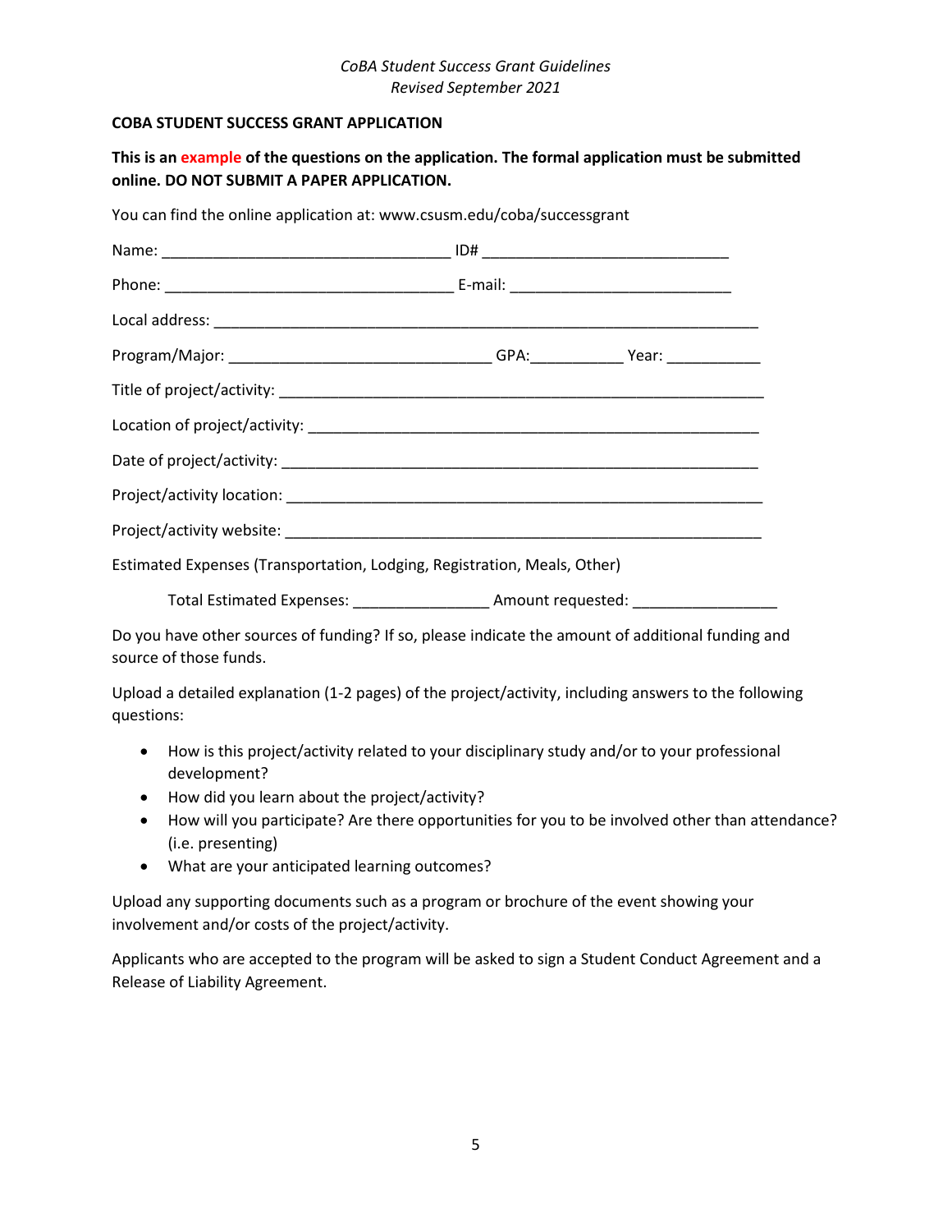**COBA STUDENT SUCCESS GRANT APPLICATION**

**This is an example of the questions on the application. The formal application must be submitted online. DO NOT SUBMIT A PAPER APPLICATION.**

You can find the online application at: www.csusm.edu/coba/successgrant

Name: ________________________________ ID# ____________________________

Phone: ________________________________ E-mail: ________________________

Local address: ______________________________________________________________

Program/Major: _____________________________ GPA:__________ Year: __________

Title of project/activity: ______________________________________________________

Location of project/activity: ___________________________________________________

Date of project/activity: _______________________________________________________

Project/activity location: ______________________________________________________

Project/activity website: _______________________________________________________

Estimated Expenses (Transportation, Lodging, Registration, Meals, Other)

Total Estimated Expenses: _______________ Amount requested: ________________

Do you have other sources of funding? If so, please indicate the amount of additional funding and source of those funds.

Upload a detailed explanation (1-2 pages) of the project/activity, including answers to the following questions:

- How is this project/activity related to your disciplinary study and/or to your professional development?
- How did you learn about the project/activity?
- How will you participate? Are there opportunities for you to be involved other than attendance? (i.e. presenting)
- What are your anticipated learning outcomes?

Upload any supporting documents such as a program or brochure of the event showing your involvement and/or costs of the project/activity.

Applicants who are accepted to the program will be asked to sign a Student Conduct Agreement and a Release of Liability Agreement.